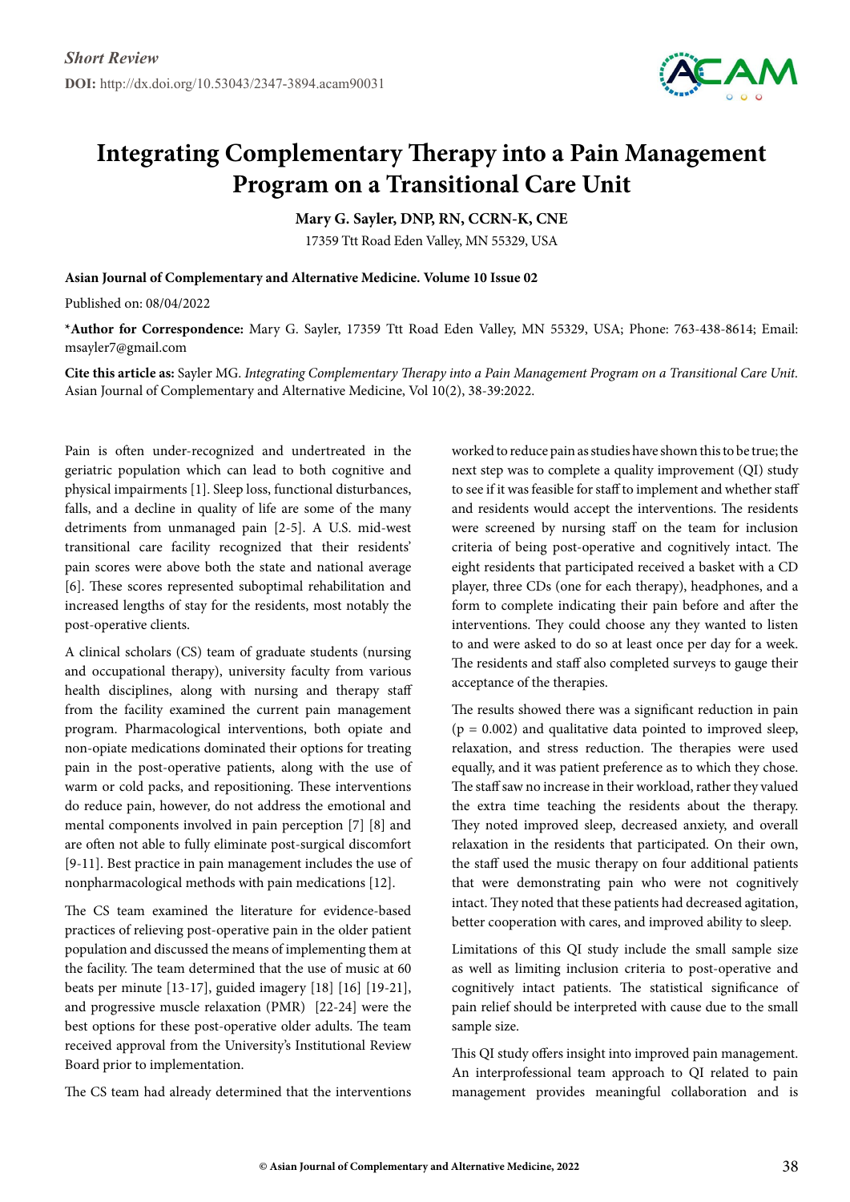*Short Review*

**DOI:** http://dx.doi.org/10.53043/2347-3894.acam90031

# Integrating Complementary Therapy into a Pain Management Program on a Transitional Care Unit

**Mary G. Sayler, DNP, RN, CCRN-K, CNE**

17359 Ttt Road Eden Valley, MN 55329, USA

**Asian Journal of Complementary and Alternative Medicine. Volume 10 Issue 02**

Published on: 08/04/2022

***Author for Correspondence:** Mary G. Sayler, 17359 Ttt Road Eden Valley, MN 55329, USA; Phone: 763-438-8614; Email: msayler7@gmail.com

**Cite this article as:** Sayler MG. *Integrating Complementary Therapy into a Pain Management Program on a Transitional Care Unit.* Asian Journal of Complementary and Alternative Medicine, Vol 10(2), 38-39:2022.

Pain is often under-recognized and undertreated in the geriatric population which can lead to both cognitive and physical impairments [1]. Sleep loss, functional disturbances, falls, and a decline in quality of life are some of the many detriments from unmanaged pain [2-5]. A U.S. mid-west transitional care facility recognized that their residents' pain scores were above both the state and national average [6]. These scores represented suboptimal rehabilitation and increased lengths of stay for the residents, most notably the post-operative clients.

A clinical scholars (CS) team of graduate students (nursing and occupational therapy), university faculty from various health disciplines, along with nursing and therapy staff from the facility examined the current pain management program. Pharmacological interventions, both opiate and non-opiate medications dominated their options for treating pain in the post-operative patients, along with the use of warm or cold packs, and repositioning. These interventions do reduce pain, however, do not address the emotional and mental components involved in pain perception [7] [8] and are often not able to fully eliminate post-surgical discomfort [9-11]. Best practice in pain management includes the use of nonpharmacological methods with pain medications [12].

The CS team examined the literature for evidence-based practices of relieving post-operative pain in the older patient population and discussed the means of implementing them at the facility. The team determined that the use of music at 60 beats per minute [13-17], guided imagery [18] [16] [19-21], and progressive muscle relaxation (PMR) [22-24] were the best options for these post-operative older adults. The team received approval from the University's Institutional Review Board prior to implementation.

The CS team had already determined that the interventions worked to reduce pain as studies have shown this to be true; the next step was to complete a quality improvement (QI) study to see if it was feasible for staff to implement and whether staff and residents would accept the interventions. The residents were screened by nursing staff on the team for inclusion criteria of being post-operative and cognitively intact. The eight residents that participated received a basket with a CD player, three CDs (one for each therapy), headphones, and a form to complete indicating their pain before and after the interventions. They could choose any they wanted to listen to and were asked to do so at least once per day for a week. The residents and staff also completed surveys to gauge their acceptance of the therapies.

The results showed there was a significant reduction in pain ($p = 0.002$) and qualitative data pointed to improved sleep, relaxation, and stress reduction. The therapies were used equally, and it was patient preference as to which they chose. The staff saw no increase in their workload, rather they valued the extra time teaching the residents about the therapy. They noted improved sleep, decreased anxiety, and overall relaxation in the residents that participated. On their own, the staff used the music therapy on four additional patients that were demonstrating pain who were not cognitively intact. They noted that these patients had decreased agitation, better cooperation with cares, and improved ability to sleep.

Limitations of this QI study include the small sample size as well as limiting inclusion criteria to post-operative and cognitively intact patients. The statistical significance of pain relief should be interpreted with cause due to the small sample size.

This QI study offers insight into improved pain management. An interprofessional team approach to QI related to pain management provides meaningful collaboration and is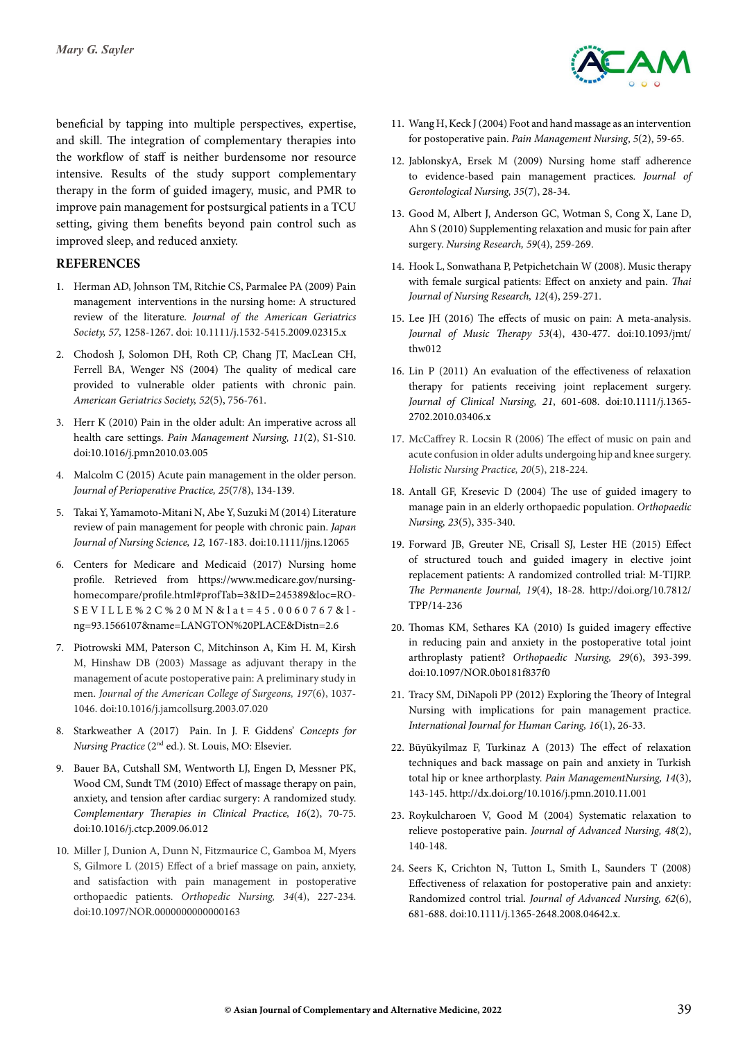beneficial by tapping into multiple perspectives, expertise, and skill. The integration of complementary therapies into the workflow of staff is neither burdensome nor resource intensive. Results of the study support complementary therapy in the form of guided imagery, music, and PMR to improve pain management for postsurgical patients in a TCU setting, giving them benefits beyond pain control such as improved sleep, and reduced anxiety.

## REFERENCES

1. Herman AD, Johnson TM, Ritchie CS, Parmalee PA (2009) Pain management interventions in the nursing home: A structured review of the literature. *Journal of the American Geriatrics Society, 57,* 1258-1267. doi: 10.1111/j.1532-5415.2009.02315.x
2. Chodosh J, Solomon DH, Roth CP, Chang JT, MacLean CH, Ferrell BA, Wenger NS (2004) The quality of medical care provided to vulnerable older patients with chronic pain. *American Geriatrics Society, 52*(5), 756-761.
3. Herr K (2010) Pain in the older adult: An imperative across all health care settings. *Pain Management Nursing, 11*(2), S1-S10. doi:10.1016/j.pmn2010.03.005
4. Malcolm C (2015) Acute pain management in the older person. *Journal of Perioperative Practice, 25*(7/8), 134-139.
5. Takai Y, Yamamoto-Mitani N, Abe Y, Suzuki M (2014) Literature review of pain management for people with chronic pain. *Japan Journal of Nursing Science, 12,* 167-183. doi:10.1111/jjns.12065
6. Centers for Medicare and Medicaid (2017) Nursing home profile. Retrieved from https://www.medicare.gov/nursing-homecompare/profile.html#profTab=3&ID=245389&loc=ROSEVILLE%2C%20MN&lat=45.0060767&lng=93.1566107&name=LANGTON%20PLACE&Distn=2.6
7. Piotrowski MM, Paterson C, Mitchinson A, Kim H. M, Kirsh M, Hinshaw DB (2003) Massage as adjuvant therapy in the management of acute postoperative pain: A preliminary study in men. *Journal of the American College of Surgeons, 197*(6), 1037-1046. doi:10.1016/j.jamcollsurg.2003.07.020
8. Starkweather A (2017) Pain. In J. F. Giddens' *Concepts for Nursing Practice* (2nd ed.). St. Louis, MO: Elsevier.
9. Bauer BA, Cutshall SM, Wentworth LJ, Engen D, Messner PK, Wood CM, Sundt TM (2010) Effect of massage therapy on pain, anxiety, and tension after cardiac surgery: A randomized study. *Complementary Therapies in Clinical Practice, 16*(2), 70-75. doi:10.1016/j.ctcp.2009.06.012
10. Miller J, Dunion A, Dunn N, Fitzmaurice C, Gamboa M, Myers S, Gilmore L (2015) Effect of a brief massage on pain, anxiety, and satisfaction with pain management in postoperative orthopaedic patients. *Orthopedic Nursing, 34*(4), 227-234. doi:10.1097/NOR.0000000000000163
11. Wang H, Keck J (2004) Foot and hand massage as an intervention for postoperative pain. *Pain Management Nursing, 5*(2), 59-65.
12. JablonskyA, Ersek M (2009) Nursing home staff adherence to evidence-based pain management practices. *Journal of Gerontological Nursing, 35*(7), 28-34.
13. Good M, Albert J, Anderson GC, Wotman S, Cong X, Lane D, Ahn S (2010) Supplementing relaxation and music for pain after surgery. *Nursing Research, 59*(4), 259-269.
14. Hook L, Sonwathana P, Petpichetchain W (2008). Music therapy with female surgical patients: Effect on anxiety and pain. *Thai Journal of Nursing Research, 12*(4), 259-271.
15. Lee JH (2016) The effects of music on pain: A meta-analysis. *Journal of Music Therapy 53*(4), 430-477. doi:10.1093/jmt/thw012
16. Lin P (2011) An evaluation of the effectiveness of relaxation therapy for patients receiving joint replacement surgery. *Journal of Clinical Nursing, 21*, 601-608. doi:10.1111/j.1365-2702.2010.03406.x
17. McCaffrey R. Locsin R (2006) The effect of music on pain and acute confusion in older adults undergoing hip and knee surgery. *Holistic Nursing Practice, 20*(5), 218-224.
18. Antall GF, Kresevic D (2004) The use of guided imagery to manage pain in an elderly orthopaedic population. *Orthopaedic Nursing, 23*(5), 335-340.
19. Forward JB, Greuter NE, Crisall SJ, Lester HE (2015) Effect of structured touch and guided imagery in elective joint replacement patients: A randomized controlled trial: M-TIJRP. *The Permanente Journal, 19*(4), 18-28. http://doi.org/10.7812/TPP/14-236
20. Thomas KM, Sethares KA (2010) Is guided imagery effective in reducing pain and anxiety in the postoperative total joint arthroplasty patient? *Orthopaedic Nursing, 29*(6), 393-399. doi:10.1097/NOR.0b0181f837f0
21. Tracy SM, DiNapoli PP (2012) Exploring the Theory of Integral Nursing with implications for pain management practice. *International Journal for Human Caring, 16*(1), 26-33.
22. Büyükyilmaz F, Turkinaz A (2013) The effect of relaxation techniques and back massage on pain and anxiety in Turkish total hip or knee arthorplasty. *Pain ManagementNursing, 14*(3), 143-145. http://dx.doi.org/10.1016/j.pmn.2010.11.001
23. Roykulcharoen V, Good M (2004) Systematic relaxation to relieve postoperative pain. *Journal of Advanced Nursing, 48*(2), 140-148.
24. Seers K, Crichton N, Tutton L, Smith L, Saunders T (2008) Effectiveness of relaxation for postoperative pain and anxiety: Randomized control trial. *Journal of Advanced Nursing, 62*(6), 681-688. doi:10.1111/j.1365-2648.2008.04642.x.